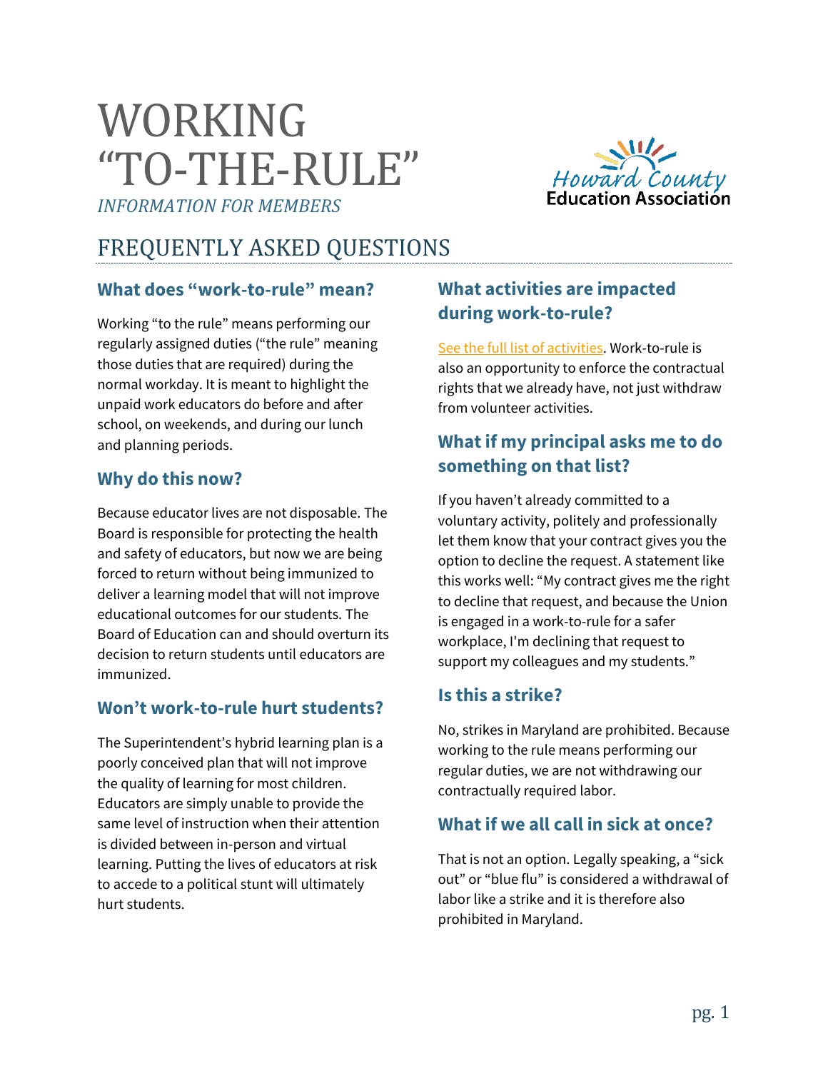# WORKING "TO-THE-RULE"

*INFORMATION FOR MEMBERS*

Howard County Education Association

## FREQUENTLY ASKED QUESTIONS

### What does "work-to-rule" mean?

Working "to the rule" means performing our regularly assigned duties ("the rule" meaning those duties that are required) during the normal workday. It is meant to highlight the unpaid work educators do before and after school, on weekends, and during our lunch and planning periods.

### Why do this now?

Because educator lives are not disposable. The Board is responsible for protecting the health and safety of educators, but now we are being forced to return without being immunized to deliver a learning model that will not improve educational outcomes for our students. The Board of Education can and should overturn its decision to return students until educators are immunized.

### Won't work-to-rule hurt students?

The Superintendent's hybrid learning plan is a poorly conceived plan that will not improve the quality of learning for most children. Educators are simply unable to provide the same level of instruction when their attention is divided between in-person and virtual learning. Putting the lives of educators at risk to accede to a political stunt will ultimately hurt students.

### What activities are impacted during work-to-rule?

See the full list of activities. Work-to-rule is also an opportunity to enforce the contractual rights that we already have, not just withdraw from volunteer activities.

### What if my principal asks me to do something on that list?

If you haven't already committed to a voluntary activity, politely and professionally let them know that your contract gives you the option to decline the request. A statement like this works well: "My contract gives me the right to decline that request, and because the Union is engaged in a work-to-rule for a safer workplace, I'm declining that request to support my colleagues and my students."

### Is this a strike?

No, strikes in Maryland are prohibited. Because working to the rule means performing our regular duties, we are not withdrawing our contractually required labor.

### What if we all call in sick at once?

That is not an option. Legally speaking, a "sick out" or "blue flu" is considered a withdrawal of labor like a strike and it is therefore also prohibited in Maryland.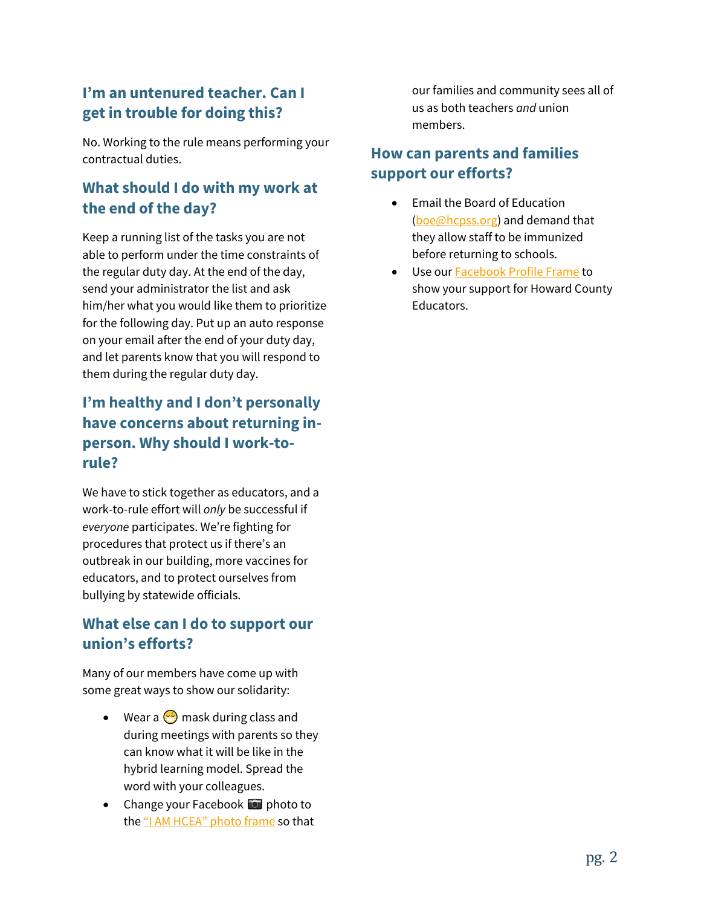## I'm an untenured teacher. Can I get in trouble for doing this?

No. Working to the rule means performing your contractual duties.

## What should I do with my work at the end of the day?

Keep a running list of the tasks you are not able to perform under the time constraints of the regular duty day. At the end of the day, send your administrator the list and ask him/her what you would like them to prioritize for the following day. Put up an auto response on your email after the end of your duty day, and let parents know that you will respond to them during the regular duty day.

## I'm healthy and I don't personally have concerns about returning in-person. Why should I work-to-rule?

We have to stick together as educators, and a work-to-rule effort will *only* be successful if *everyone* participates. We're fighting for procedures that protect us if there's an outbreak in our building, more vaccines for educators, and to protect ourselves from bullying by statewide officials.

## What else can I do to support our union's efforts?

Many of our members have come up with some great ways to show our solidarity:

- Wear a 😷 mask during class and during meetings with parents so they can know what it will be like in the hybrid learning model. Spread the word with your colleagues.
- Change your Facebook 📷 photo to the "I AM HCEA" photo frame so that our families and community sees all of us as both teachers *and* union members.

## How can parents and families support our efforts?

- Email the Board of Education (boe@hcpss.org) and demand that they allow staff to be immunized before returning to schools.
- Use our Facebook Profile Frame to show your support for Howard County Educators.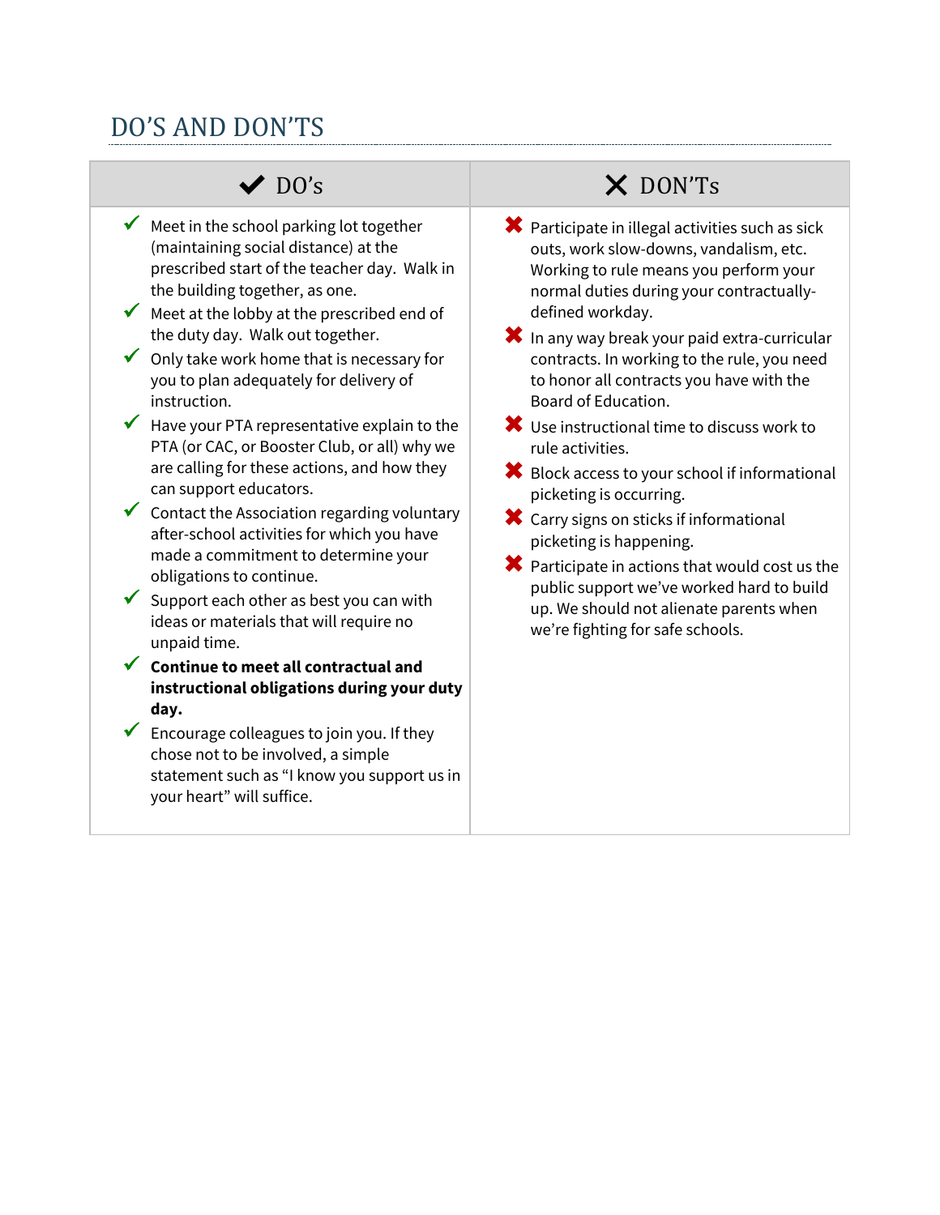## DO'S AND DON'TS

| ✔ DO's | ✖ DON'Ts |
|---|---|
| ✔ Meet in the school parking lot together (maintaining social distance) at the prescribed start of the teacher day. Walk in the building together, as one.<br>✔ Meet at the lobby at the prescribed end of the duty day. Walk out together.<br>✔ Only take work home that is necessary for you to plan adequately for delivery of instruction.<br>✔ Have your PTA representative explain to the PTA (or CAC, or Booster Club, or all) why we are calling for these actions, and how they can support educators.<br>✔ Contact the Association regarding voluntary after-school activities for which you have made a commitment to determine your obligations to continue.<br>✔ Support each other as best you can with ideas or materials that will require no unpaid time.<br>✔ **Continue to meet all contractual and instructional obligations during your duty day.**<br>✔ Encourage colleagues to join you. If they chose not to be involved, a simple statement such as "I know you support us in your heart" will suffice. | ✖ Participate in illegal activities such as sick outs, work slow-downs, vandalism, etc. Working to rule means you perform your normal duties during your contractually-defined workday.<br>✖ In any way break your paid extra-curricular contracts. In working to the rule, you need to honor all contracts you have with the Board of Education.<br>✖ Use instructional time to discuss work to rule activities.<br>✖ Block access to your school if informational picketing is occurring.<br>✖ Carry signs on sticks if informational picketing is happening.<br>✖ Participate in actions that would cost us the public support we've worked hard to build up. We should not alienate parents when we're fighting for safe schools. |